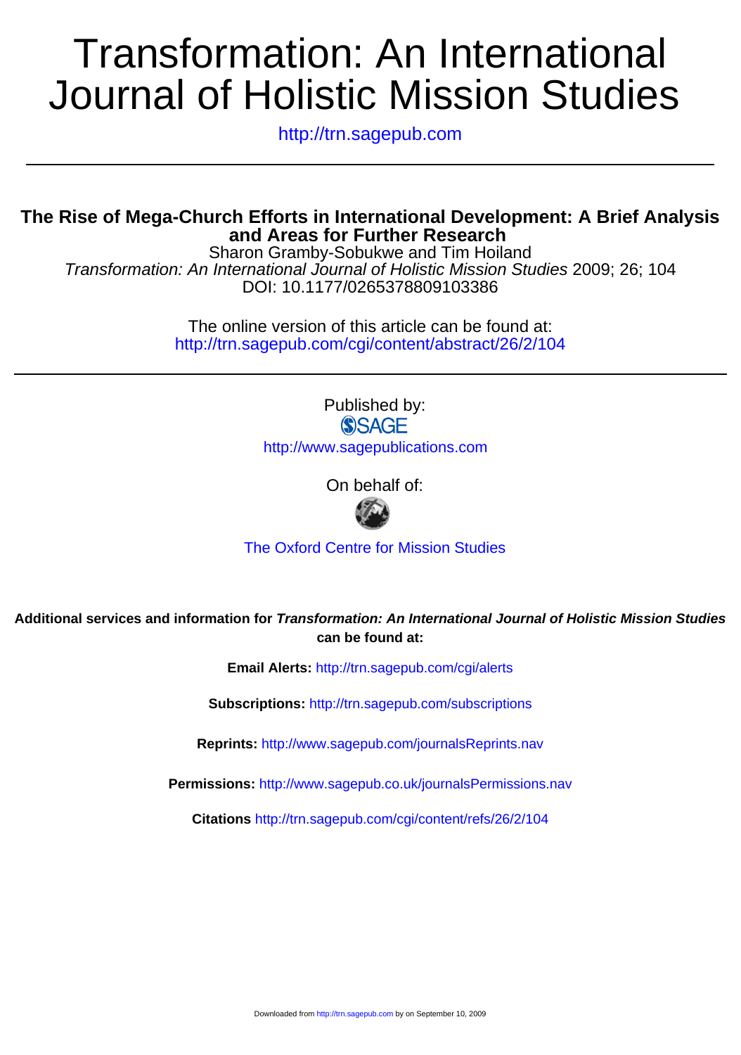# Transformation: An International Journal of Holistic Mission Studies

http://trn.sagepub.com

## The Rise of Mega-Church Efforts in International Development: A Brief Analysis and Areas for Further Research

Sharon Gramby-Sobukwe and Tim Hoiland

*Transformation: An International Journal of Holistic Mission Studies* 2009; 26; 104

DOI: 10.1177/0265378809103386

The online version of this article can be found at:
http://trn.sagepub.com/cgi/content/abstract/26/2/104

Published by:

SAGE

http://www.sagepublications.com

On behalf of:

The Oxford Centre for Mission Studies

**Additional services and information for *Transformation: An International Journal of Holistic Mission Studies* can be found at:**

**Email Alerts:** http://trn.sagepub.com/cgi/alerts

**Subscriptions:** http://trn.sagepub.com/subscriptions

**Reprints:** http://www.sagepub.com/journalsReprints.nav

**Permissions:** http://www.sagepub.co.uk/journalsPermissions.nav

**Citations** http://trn.sagepub.com/cgi/content/refs/26/2/104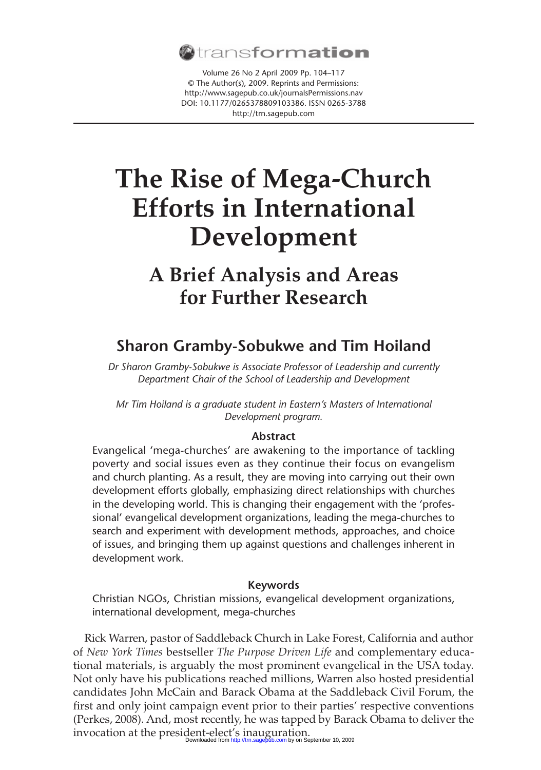# The Rise of Mega-Church Efforts in International Development

## A Brief Analysis and Areas for Further Research

### Sharon Gramby-Sobukwe and Tim Hoiland

*Dr Sharon Gramby-Sobukwe is Associate Professor of Leadership and currently Department Chair of the School of Leadership and Development*

*Mr Tim Hoiland is a graduate student in Eastern's Masters of International Development program.*

#### Abstract

Evangelical 'mega-churches' are awakening to the importance of tackling poverty and social issues even as they continue their focus on evangelism and church planting. As a result, they are moving into carrying out their own development efforts globally, emphasizing direct relationships with churches in the developing world. This is changing their engagement with the 'professional' evangelical development organizations, leading the mega-churches to search and experiment with development methods, approaches, and choice of issues, and bringing them up against questions and challenges inherent in development work.

#### Keywords

Christian NGOs, Christian missions, evangelical development organizations, international development, mega-churches

Rick Warren, pastor of Saddleback Church in Lake Forest, California and author of *New York Times* bestseller *The Purpose Driven Life* and complementary educational materials, is arguably the most prominent evangelical in the USA today. Not only have his publications reached millions, Warren also hosted presidential candidates John McCain and Barack Obama at the Saddleback Civil Forum, the first and only joint campaign event prior to their parties' respective conventions (Perkes, 2008). And, most recently, he was tapped by Barack Obama to deliver the invocation at the president-elect's inauguration.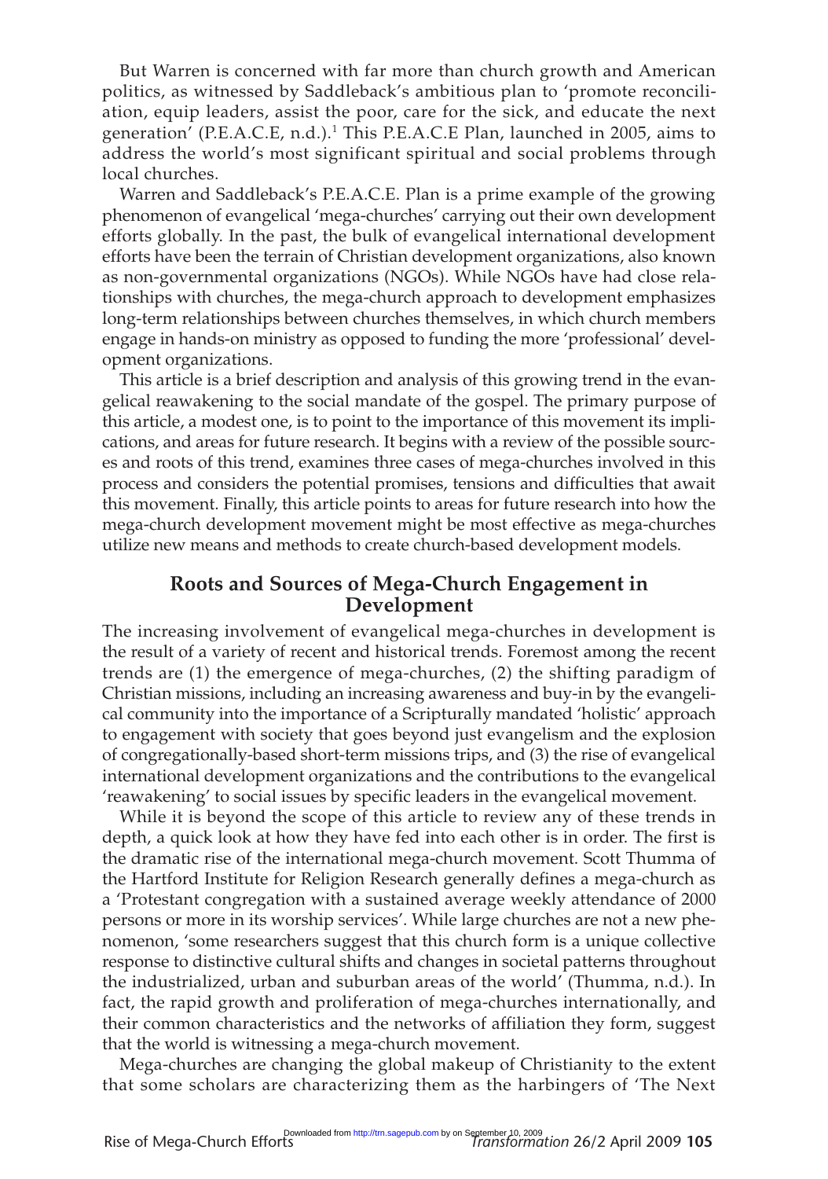But Warren is concerned with far more than church growth and American politics, as witnessed by Saddleback's ambitious plan to 'promote reconciliation, equip leaders, assist the poor, care for the sick, and educate the next generation' (P.E.A.C.E, n.d.).[1] This P.E.A.C.E Plan, launched in 2005, aims to address the world's most significant spiritual and social problems through local churches.

Warren and Saddleback's P.E.A.C.E. Plan is a prime example of the growing phenomenon of evangelical 'mega-churches' carrying out their own development efforts globally. In the past, the bulk of evangelical international development efforts have been the terrain of Christian development organizations, also known as non-governmental organizations (NGOs). While NGOs have had close relationships with churches, the mega-church approach to development emphasizes long-term relationships between churches themselves, in which church members engage in hands-on ministry as opposed to funding the more 'professional' development organizations.

This article is a brief description and analysis of this growing trend in the evangelical reawakening to the social mandate of the gospel. The primary purpose of this article, a modest one, is to point to the importance of this movement its implications, and areas for future research. It begins with a review of the possible sources and roots of this trend, examines three cases of mega-churches involved in this process and considers the potential promises, tensions and difficulties that await this movement. Finally, this article points to areas for future research into how the mega-church development movement might be most effective as mega-churches utilize new means and methods to create church-based development models.

## Roots and Sources of Mega-Church Engagement in Development

The increasing involvement of evangelical mega-churches in development is the result of a variety of recent and historical trends. Foremost among the recent trends are (1) the emergence of mega-churches, (2) the shifting paradigm of Christian missions, including an increasing awareness and buy-in by the evangelical community into the importance of a Scripturally mandated 'holistic' approach to engagement with society that goes beyond just evangelism and the explosion of congregationally-based short-term missions trips, and (3) the rise of evangelical international development organizations and the contributions to the evangelical 'reawakening' to social issues by specific leaders in the evangelical movement.

While it is beyond the scope of this article to review any of these trends in depth, a quick look at how they have fed into each other is in order. The first is the dramatic rise of the international mega-church movement. Scott Thumma of the Hartford Institute for Religion Research generally defines a mega-church as a 'Protestant congregation with a sustained average weekly attendance of 2000 persons or more in its worship services'. While large churches are not a new phenomenon, 'some researchers suggest that this church form is a unique collective response to distinctive cultural shifts and changes in societal patterns throughout the industrialized, urban and suburban areas of the world' (Thumma, n.d.). In fact, the rapid growth and proliferation of mega-churches internationally, and their common characteristics and the networks of affiliation they form, suggest that the world is witnessing a mega-church movement.

Mega-churches are changing the global makeup of Christianity to the extent that some scholars are characterizing them as the harbingers of 'The Next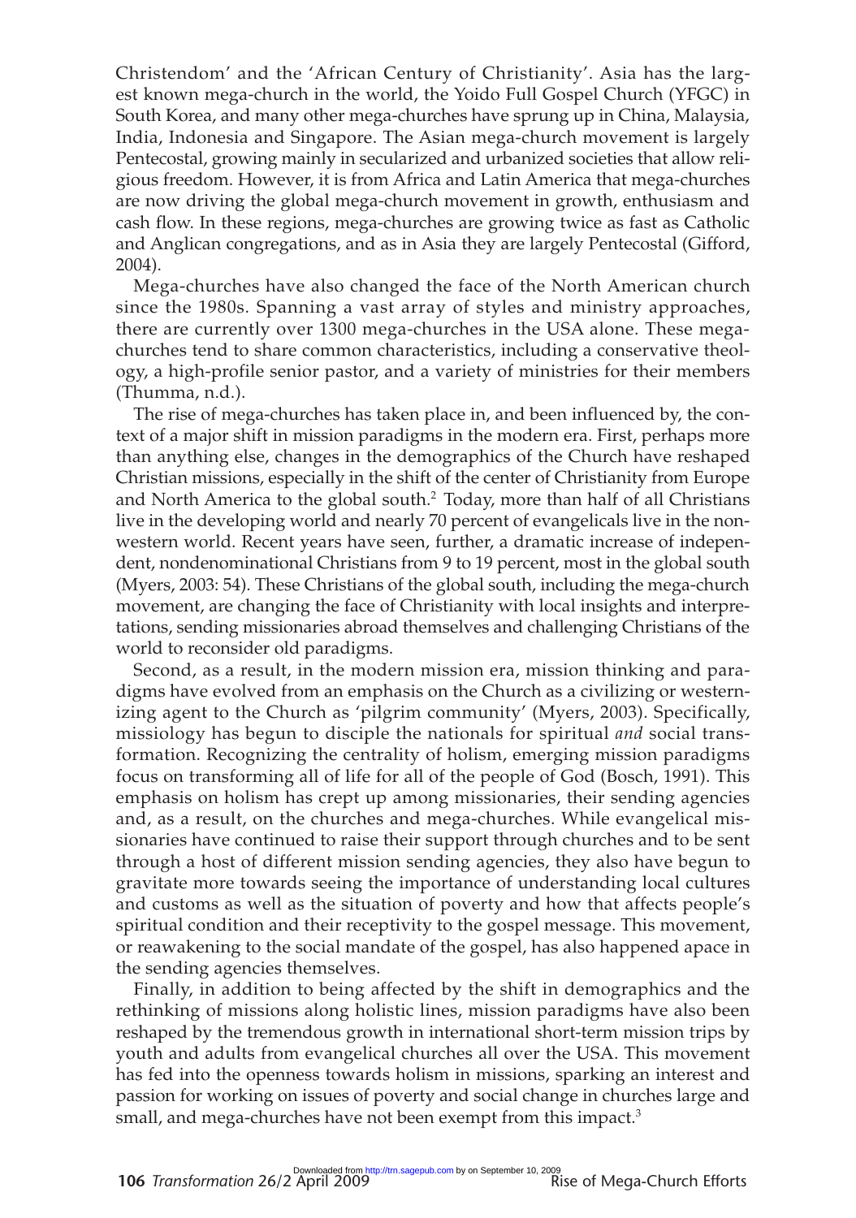Christendom' and the 'African Century of Christianity'. Asia has the largest known mega-church in the world, the Yoido Full Gospel Church (YFGC) in South Korea, and many other mega-churches have sprung up in China, Malaysia, India, Indonesia and Singapore. The Asian mega-church movement is largely Pentecostal, growing mainly in secularized and urbanized societies that allow religious freedom. However, it is from Africa and Latin America that mega-churches are now driving the global mega-church movement in growth, enthusiasm and cash flow. In these regions, mega-churches are growing twice as fast as Catholic and Anglican congregations, and as in Asia they are largely Pentecostal (Gifford, 2004).

Mega-churches have also changed the face of the North American church since the 1980s. Spanning a vast array of styles and ministry approaches, there are currently over 1300 mega-churches in the USA alone. These mega-churches tend to share common characteristics, including a conservative theology, a high-profile senior pastor, and a variety of ministries for their members (Thumma, n.d.).

The rise of mega-churches has taken place in, and been influenced by, the context of a major shift in mission paradigms in the modern era. First, perhaps more than anything else, changes in the demographics of the Church have reshaped Christian missions, especially in the shift of the center of Christianity from Europe and North America to the global south.[2] Today, more than half of all Christians live in the developing world and nearly 70 percent of evangelicals live in the non-western world. Recent years have seen, further, a dramatic increase of independent, nondenominational Christians from 9 to 19 percent, most in the global south (Myers, 2003: 54). These Christians of the global south, including the mega-church movement, are changing the face of Christianity with local insights and interpretations, sending missionaries abroad themselves and challenging Christians of the world to reconsider old paradigms.

Second, as a result, in the modern mission era, mission thinking and paradigms have evolved from an emphasis on the Church as a civilizing or westernizing agent to the Church as 'pilgrim community' (Myers, 2003). Specifically, missiology has begun to disciple the nationals for spiritual *and* social transformation. Recognizing the centrality of holism, emerging mission paradigms focus on transforming all of life for all of the people of God (Bosch, 1991). This emphasis on holism has crept up among missionaries, their sending agencies and, as a result, on the churches and mega-churches. While evangelical missionaries have continued to raise their support through churches and to be sent through a host of different mission sending agencies, they also have begun to gravitate more towards seeing the importance of understanding local cultures and customs as well as the situation of poverty and how that affects people's spiritual condition and their receptivity to the gospel message. This movement, or reawakening to the social mandate of the gospel, has also happened apace in the sending agencies themselves.

Finally, in addition to being affected by the shift in demographics and the rethinking of missions along holistic lines, mission paradigms have also been reshaped by the tremendous growth in international short-term mission trips by youth and adults from evangelical churches all over the USA. This movement has fed into the openness towards holism in missions, sparking an interest and passion for working on issues of poverty and social change in churches large and small, and mega-churches have not been exempt from this impact.[3]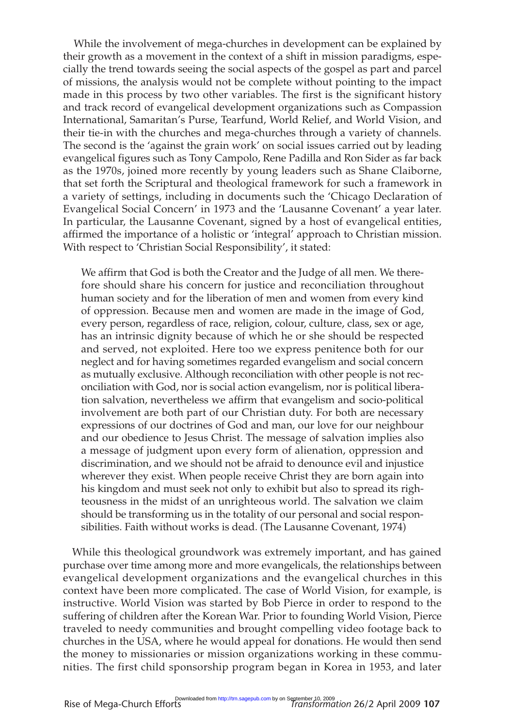While the involvement of mega-churches in development can be explained by their growth as a movement in the context of a shift in mission paradigms, especially the trend towards seeing the social aspects of the gospel as part and parcel of missions, the analysis would not be complete without pointing to the impact made in this process by two other variables. The first is the significant history and track record of evangelical development organizations such as Compassion International, Samaritan's Purse, Tearfund, World Relief, and World Vision, and their tie-in with the churches and mega-churches through a variety of channels. The second is the 'against the grain work' on social issues carried out by leading evangelical figures such as Tony Campolo, Rene Padilla and Ron Sider as far back as the 1970s, joined more recently by young leaders such as Shane Claiborne, that set forth the Scriptural and theological framework for such a framework in a variety of settings, including in documents such the 'Chicago Declaration of Evangelical Social Concern' in 1973 and the 'Lausanne Covenant' a year later. In particular, the Lausanne Covenant, signed by a host of evangelical entities, affirmed the importance of a holistic or 'integral' approach to Christian mission. With respect to 'Christian Social Responsibility', it stated:

> We affirm that God is both the Creator and the Judge of all men. We therefore should share his concern for justice and reconciliation throughout human society and for the liberation of men and women from every kind of oppression. Because men and women are made in the image of God, every person, regardless of race, religion, colour, culture, class, sex or age, has an intrinsic dignity because of which he or she should be respected and served, not exploited. Here too we express penitence both for our neglect and for having sometimes regarded evangelism and social concern as mutually exclusive. Although reconciliation with other people is not reconciliation with God, nor is social action evangelism, nor is political liberation salvation, nevertheless we affirm that evangelism and socio-political involvement are both part of our Christian duty. For both are necessary expressions of our doctrines of God and man, our love for our neighbour and our obedience to Jesus Christ. The message of salvation implies also a message of judgment upon every form of alienation, oppression and discrimination, and we should not be afraid to denounce evil and injustice wherever they exist. When people receive Christ they are born again into his kingdom and must seek not only to exhibit but also to spread its righteousness in the midst of an unrighteous world. The salvation we claim should be transforming us in the totality of our personal and social responsibilities. Faith without works is dead. (The Lausanne Covenant, 1974)

While this theological groundwork was extremely important, and has gained purchase over time among more and more evangelicals, the relationships between evangelical development organizations and the evangelical churches in this context have been more complicated. The case of World Vision, for example, is instructive. World Vision was started by Bob Pierce in order to respond to the suffering of children after the Korean War. Prior to founding World Vision, Pierce traveled to needy communities and brought compelling video footage back to churches in the USA, where he would appeal for donations. He would then send the money to missionaries or mission organizations working in these communities. The first child sponsorship program began in Korea in 1953, and later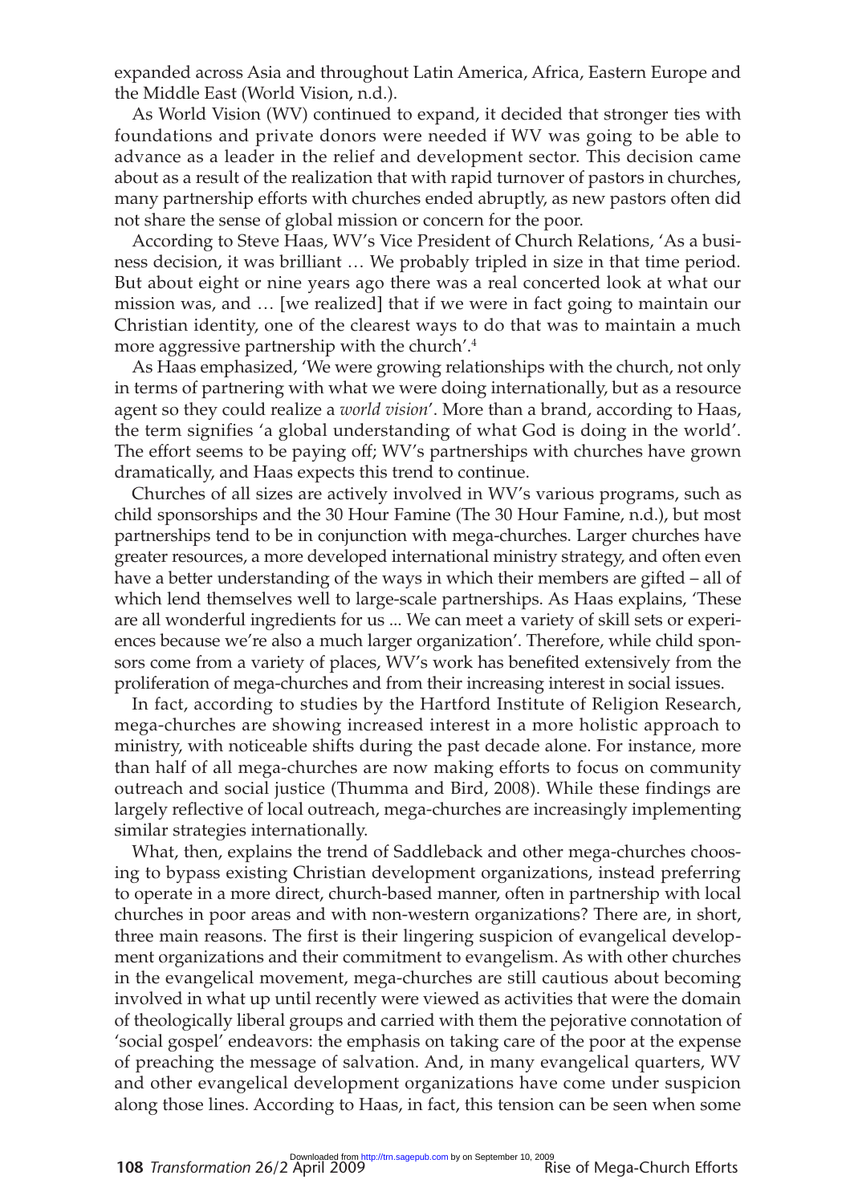expanded across Asia and throughout Latin America, Africa, Eastern Europe and the Middle East (World Vision, n.d.).

As World Vision (WV) continued to expand, it decided that stronger ties with foundations and private donors were needed if WV was going to be able to advance as a leader in the relief and development sector. This decision came about as a result of the realization that with rapid turnover of pastors in churches, many partnership efforts with churches ended abruptly, as new pastors often did not share the sense of global mission or concern for the poor.

According to Steve Haas, WV's Vice President of Church Relations, 'As a business decision, it was brilliant … We probably tripled in size in that time period. But about eight or nine years ago there was a real concerted look at what our mission was, and … [we realized] that if we were in fact going to maintain our Christian identity, one of the clearest ways to do that was to maintain a much more aggressive partnership with the church'.[4]

As Haas emphasized, 'We were growing relationships with the church, not only in terms of partnering with what we were doing internationally, but as a resource agent so they could realize a *world vision*'. More than a brand, according to Haas, the term signifies 'a global understanding of what God is doing in the world'. The effort seems to be paying off; WV's partnerships with churches have grown dramatically, and Haas expects this trend to continue.

Churches of all sizes are actively involved in WV's various programs, such as child sponsorships and the 30 Hour Famine (The 30 Hour Famine, n.d.), but most partnerships tend to be in conjunction with mega-churches. Larger churches have greater resources, a more developed international ministry strategy, and often even have a better understanding of the ways in which their members are gifted – all of which lend themselves well to large-scale partnerships. As Haas explains, 'These are all wonderful ingredients for us ... We can meet a variety of skill sets or experiences because we're also a much larger organization'. Therefore, while child sponsors come from a variety of places, WV's work has benefited extensively from the proliferation of mega-churches and from their increasing interest in social issues.

In fact, according to studies by the Hartford Institute of Religion Research, mega-churches are showing increased interest in a more holistic approach to ministry, with noticeable shifts during the past decade alone. For instance, more than half of all mega-churches are now making efforts to focus on community outreach and social justice (Thumma and Bird, 2008). While these findings are largely reflective of local outreach, mega-churches are increasingly implementing similar strategies internationally.

What, then, explains the trend of Saddleback and other mega-churches choosing to bypass existing Christian development organizations, instead preferring to operate in a more direct, church-based manner, often in partnership with local churches in poor areas and with non-western organizations? There are, in short, three main reasons. The first is their lingering suspicion of evangelical development organizations and their commitment to evangelism. As with other churches in the evangelical movement, mega-churches are still cautious about becoming involved in what up until recently were viewed as activities that were the domain of theologically liberal groups and carried with them the pejorative connotation of 'social gospel' endeavors: the emphasis on taking care of the poor at the expense of preaching the message of salvation. And, in many evangelical quarters, WV and other evangelical development organizations have come under suspicion along those lines. According to Haas, in fact, this tension can be seen when some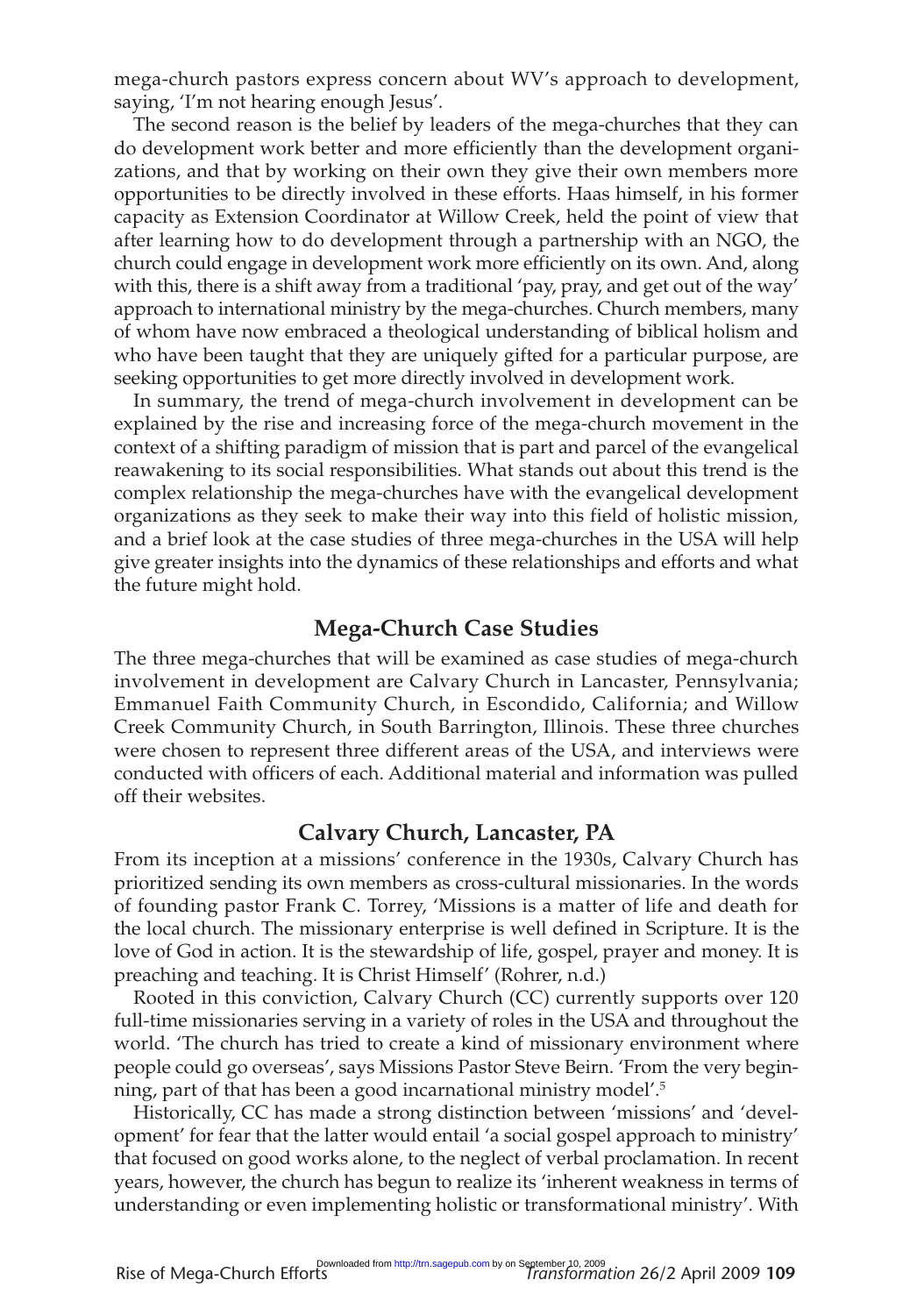mega-church pastors express concern about WV's approach to development, saying, 'I'm not hearing enough Jesus'.

The second reason is the belief by leaders of the mega-churches that they can do development work better and more efficiently than the development organizations, and that by working on their own they give their own members more opportunities to be directly involved in these efforts. Haas himself, in his former capacity as Extension Coordinator at Willow Creek, held the point of view that after learning how to do development through a partnership with an NGO, the church could engage in development work more efficiently on its own. And, along with this, there is a shift away from a traditional 'pay, pray, and get out of the way' approach to international ministry by the mega-churches. Church members, many of whom have now embraced a theological understanding of biblical holism and who have been taught that they are uniquely gifted for a particular purpose, are seeking opportunities to get more directly involved in development work.

In summary, the trend of mega-church involvement in development can be explained by the rise and increasing force of the mega-church movement in the context of a shifting paradigm of mission that is part and parcel of the evangelical reawakening to its social responsibilities. What stands out about this trend is the complex relationship the mega-churches have with the evangelical development organizations as they seek to make their way into this field of holistic mission, and a brief look at the case studies of three mega-churches in the USA will help give greater insights into the dynamics of these relationships and efforts and what the future might hold.

## Mega-Church Case Studies

The three mega-churches that will be examined as case studies of mega-church involvement in development are Calvary Church in Lancaster, Pennsylvania; Emmanuel Faith Community Church, in Escondido, California; and Willow Creek Community Church, in South Barrington, Illinois. These three churches were chosen to represent three different areas of the USA, and interviews were conducted with officers of each. Additional material and information was pulled off their websites.

### Calvary Church, Lancaster, PA

From its inception at a missions' conference in the 1930s, Calvary Church has prioritized sending its own members as cross-cultural missionaries. In the words of founding pastor Frank C. Torrey, 'Missions is a matter of life and death for the local church. The missionary enterprise is well defined in Scripture. It is the love of God in action. It is the stewardship of life, gospel, prayer and money. It is preaching and teaching. It is Christ Himself' (Rohrer, n.d.)

Rooted in this conviction, Calvary Church (CC) currently supports over 120 full-time missionaries serving in a variety of roles in the USA and throughout the world. 'The church has tried to create a kind of missionary environment where people could go overseas', says Missions Pastor Steve Beirn. 'From the very beginning, part of that has been a good incarnational ministry model'.[5]

Historically, CC has made a strong distinction between 'missions' and 'development' for fear that the latter would entail 'a social gospel approach to ministry' that focused on good works alone, to the neglect of verbal proclamation. In recent years, however, the church has begun to realize its 'inherent weakness in terms of understanding or even implementing holistic or transformational ministry'. With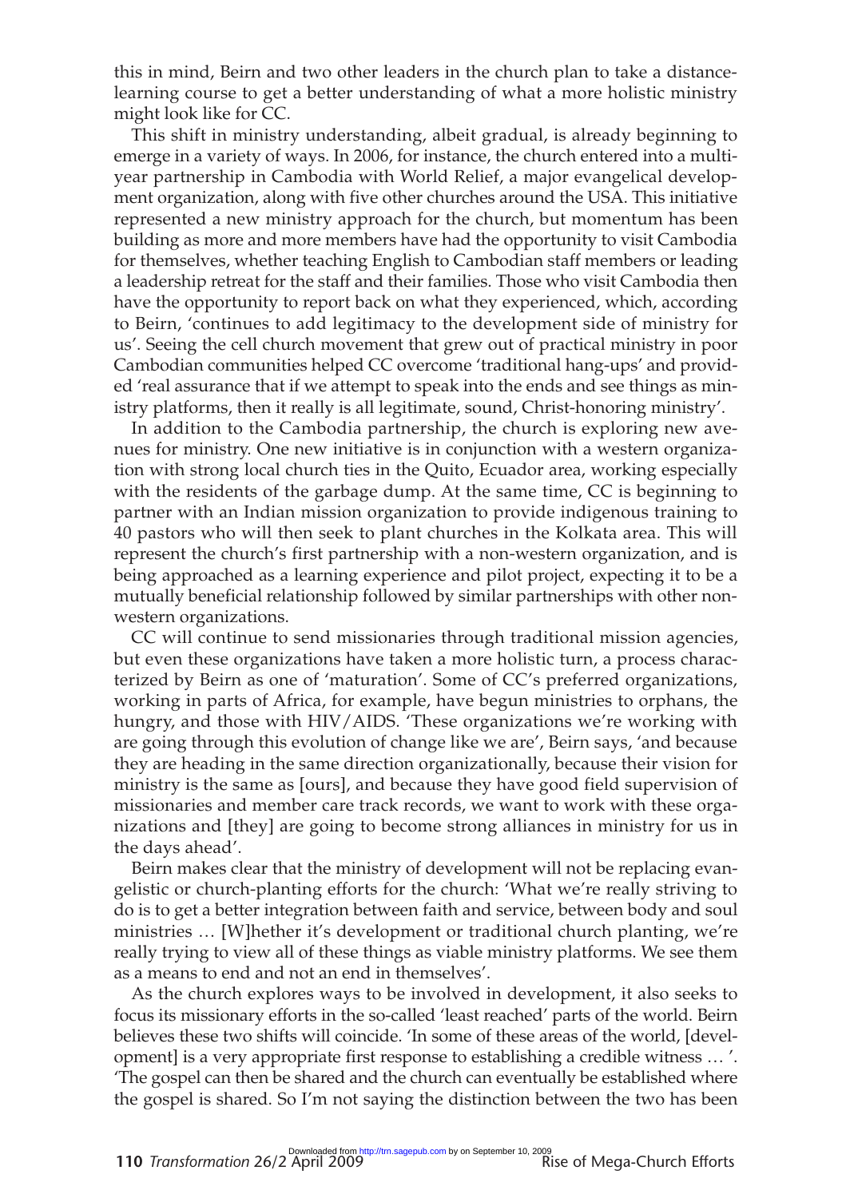this in mind, Beirn and two other leaders in the church plan to take a distance-learning course to get a better understanding of what a more holistic ministry might look like for CC.

This shift in ministry understanding, albeit gradual, is already beginning to emerge in a variety of ways. In 2006, for instance, the church entered into a multi-year partnership in Cambodia with World Relief, a major evangelical development organization, along with five other churches around the USA. This initiative represented a new ministry approach for the church, but momentum has been building as more and more members have had the opportunity to visit Cambodia for themselves, whether teaching English to Cambodian staff members or leading a leadership retreat for the staff and their families. Those who visit Cambodia then have the opportunity to report back on what they experienced, which, according to Beirn, 'continues to add legitimacy to the development side of ministry for us'. Seeing the cell church movement that grew out of practical ministry in poor Cambodian communities helped CC overcome 'traditional hang-ups' and provided 'real assurance that if we attempt to speak into the ends and see things as ministry platforms, then it really is all legitimate, sound, Christ-honoring ministry'.

In addition to the Cambodia partnership, the church is exploring new avenues for ministry. One new initiative is in conjunction with a western organization with strong local church ties in the Quito, Ecuador area, working especially with the residents of the garbage dump. At the same time, CC is beginning to partner with an Indian mission organization to provide indigenous training to 40 pastors who will then seek to plant churches in the Kolkata area. This will represent the church's first partnership with a non-western organization, and is being approached as a learning experience and pilot project, expecting it to be a mutually beneficial relationship followed by similar partnerships with other non-western organizations.

CC will continue to send missionaries through traditional mission agencies, but even these organizations have taken a more holistic turn, a process characterized by Beirn as one of 'maturation'. Some of CC's preferred organizations, working in parts of Africa, for example, have begun ministries to orphans, the hungry, and those with HIV/AIDS. 'These organizations we're working with are going through this evolution of change like we are', Beirn says, 'and because they are heading in the same direction organizationally, because their vision for ministry is the same as [ours], and because they have good field supervision of missionaries and member care track records, we want to work with these organizations and [they] are going to become strong alliances in ministry for us in the days ahead'.

Beirn makes clear that the ministry of development will not be replacing evangelistic or church-planting efforts for the church: 'What we're really striving to do is to get a better integration between faith and service, between body and soul ministries … [W]hether it's development or traditional church planting, we're really trying to view all of these things as viable ministry platforms. We see them as a means to end and not an end in themselves'.

As the church explores ways to be involved in development, it also seeks to focus its missionary efforts in the so-called 'least reached' parts of the world. Beirn believes these two shifts will coincide. 'In some of these areas of the world, [development] is a very appropriate first response to establishing a credible witness … '. 'The gospel can then be shared and the church can eventually be established where the gospel is shared. So I'm not saying the distinction between the two has been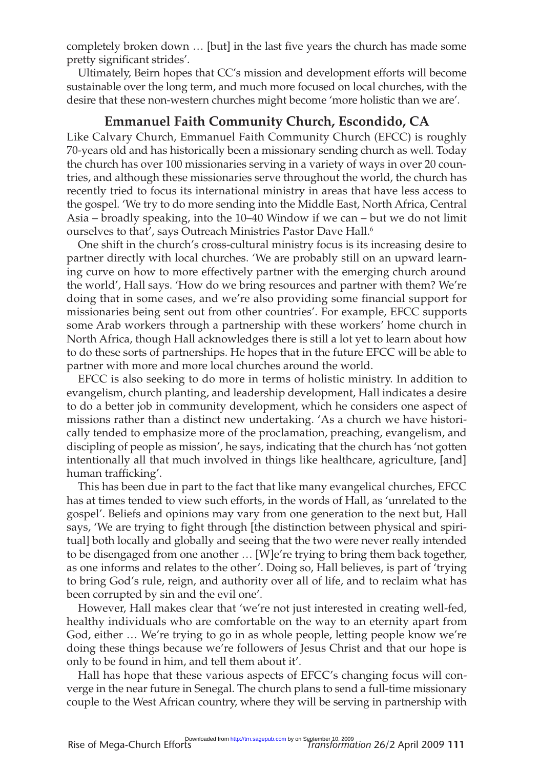completely broken down … [but] in the last five years the church has made some pretty significant strides'.

Ultimately, Beirn hopes that CC's mission and development efforts will become sustainable over the long term, and much more focused on local churches, with the desire that these non-western churches might become 'more holistic than we are'.

## Emmanuel Faith Community Church, Escondido, CA

Like Calvary Church, Emmanuel Faith Community Church (EFCC) is roughly 70-years old and has historically been a missionary sending church as well. Today the church has over 100 missionaries serving in a variety of ways in over 20 countries, and although these missionaries serve throughout the world, the church has recently tried to focus its international ministry in areas that have less access to the gospel. 'We try to do more sending into the Middle East, North Africa, Central Asia – broadly speaking, into the 10–40 Window if we can – but we do not limit ourselves to that', says Outreach Ministries Pastor Dave Hall.[6]

One shift in the church's cross-cultural ministry focus is its increasing desire to partner directly with local churches. 'We are probably still on an upward learning curve on how to more effectively partner with the emerging church around the world', Hall says. 'How do we bring resources and partner with them? We're doing that in some cases, and we're also providing some financial support for missionaries being sent out from other countries'. For example, EFCC supports some Arab workers through a partnership with these workers' home church in North Africa, though Hall acknowledges there is still a lot yet to learn about how to do these sorts of partnerships. He hopes that in the future EFCC will be able to partner with more and more local churches around the world.

EFCC is also seeking to do more in terms of holistic ministry. In addition to evangelism, church planting, and leadership development, Hall indicates a desire to do a better job in community development, which he considers one aspect of missions rather than a distinct new undertaking. 'As a church we have historically tended to emphasize more of the proclamation, preaching, evangelism, and discipling of people as mission', he says, indicating that the church has 'not gotten intentionally all that much involved in things like healthcare, agriculture, [and] human trafficking'.

This has been due in part to the fact that like many evangelical churches, EFCC has at times tended to view such efforts, in the words of Hall, as 'unrelated to the gospel'. Beliefs and opinions may vary from one generation to the next but, Hall says, 'We are trying to fight through [the distinction between physical and spiritual] both locally and globally and seeing that the two were never really intended to be disengaged from one another … [W]e're trying to bring them back together, as one informs and relates to the other'. Doing so, Hall believes, is part of 'trying to bring God's rule, reign, and authority over all of life, and to reclaim what has been corrupted by sin and the evil one'.

However, Hall makes clear that 'we're not just interested in creating well-fed, healthy individuals who are comfortable on the way to an eternity apart from God, either … We're trying to go in as whole people, letting people know we're doing these things because we're followers of Jesus Christ and that our hope is only to be found in him, and tell them about it'.

Hall has hope that these various aspects of EFCC's changing focus will converge in the near future in Senegal. The church plans to send a full-time missionary couple to the West African country, where they will be serving in partnership with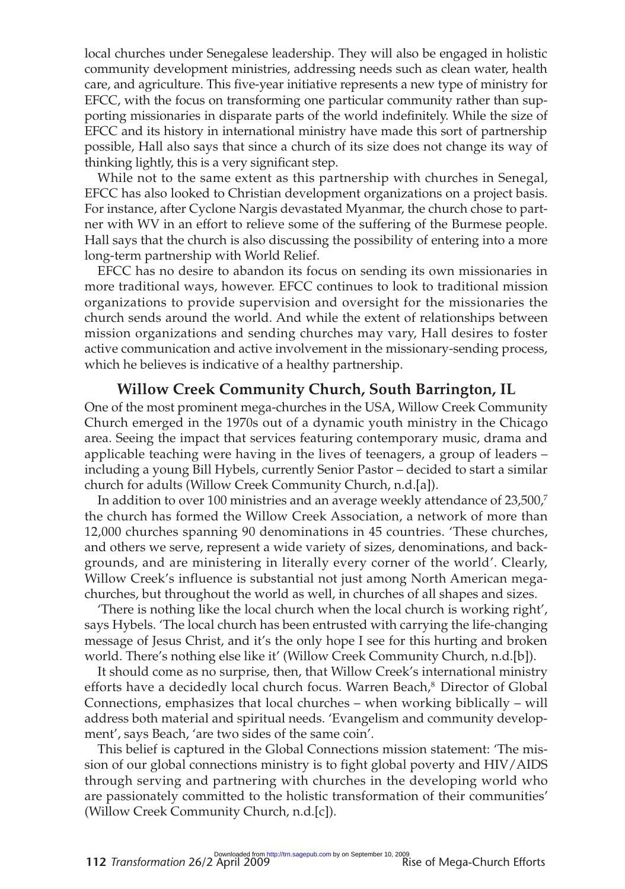local churches under Senegalese leadership. They will also be engaged in holistic community development ministries, addressing needs such as clean water, health care, and agriculture. This five-year initiative represents a new type of ministry for EFCC, with the focus on transforming one particular community rather than supporting missionaries in disparate parts of the world indefinitely. While the size of EFCC and its history in international ministry have made this sort of partnership possible, Hall also says that since a church of its size does not change its way of thinking lightly, this is a very significant step.

While not to the same extent as this partnership with churches in Senegal, EFCC has also looked to Christian development organizations on a project basis. For instance, after Cyclone Nargis devastated Myanmar, the church chose to partner with WV in an effort to relieve some of the suffering of the Burmese people. Hall says that the church is also discussing the possibility of entering into a more long-term partnership with World Relief.

EFCC has no desire to abandon its focus on sending its own missionaries in more traditional ways, however. EFCC continues to look to traditional mission organizations to provide supervision and oversight for the missionaries the church sends around the world. And while the extent of relationships between mission organizations and sending churches may vary, Hall desires to foster active communication and active involvement in the missionary-sending process, which he believes is indicative of a healthy partnership.

### Willow Creek Community Church, South Barrington, IL

One of the most prominent mega-churches in the USA, Willow Creek Community Church emerged in the 1970s out of a dynamic youth ministry in the Chicago area. Seeing the impact that services featuring contemporary music, drama and applicable teaching were having in the lives of teenagers, a group of leaders – including a young Bill Hybels, currently Senior Pastor – decided to start a similar church for adults (Willow Creek Community Church, n.d.[a]).

In addition to over 100 ministries and an average weekly attendance of 23,500,[7] the church has formed the Willow Creek Association, a network of more than 12,000 churches spanning 90 denominations in 45 countries. 'These churches, and others we serve, represent a wide variety of sizes, denominations, and backgrounds, and are ministering in literally every corner of the world'. Clearly, Willow Creek's influence is substantial not just among North American mega-churches, but throughout the world as well, in churches of all shapes and sizes.

'There is nothing like the local church when the local church is working right', says Hybels. 'The local church has been entrusted with carrying the life-changing message of Jesus Christ, and it's the only hope I see for this hurting and broken world. There's nothing else like it' (Willow Creek Community Church, n.d.[b]).

It should come as no surprise, then, that Willow Creek's international ministry efforts have a decidedly local church focus. Warren Beach,[8] Director of Global Connections, emphasizes that local churches – when working biblically – will address both material and spiritual needs. 'Evangelism and community development', says Beach, 'are two sides of the same coin'.

This belief is captured in the Global Connections mission statement: 'The mission of our global connections ministry is to fight global poverty and HIV/AIDS through serving and partnering with churches in the developing world who are passionately committed to the holistic transformation of their communities' (Willow Creek Community Church, n.d.[c]).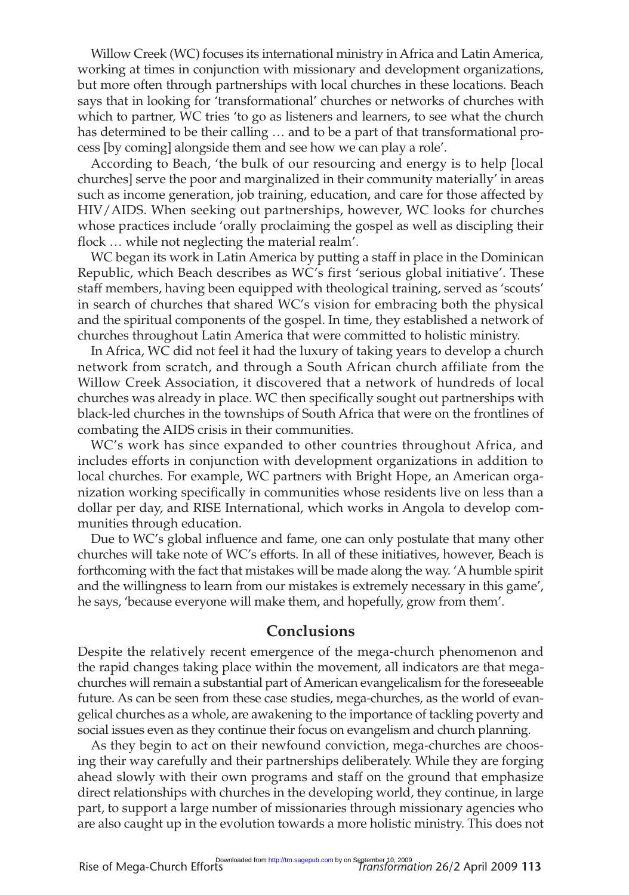Willow Creek (WC) focuses its international ministry in Africa and Latin America, working at times in conjunction with missionary and development organizations, but more often through partnerships with local churches in these locations. Beach says that in looking for 'transformational' churches or networks of churches with which to partner, WC tries 'to go as listeners and learners, to see what the church has determined to be their calling … and to be a part of that transformational process [by coming] alongside them and see how we can play a role'.

According to Beach, 'the bulk of our resourcing and energy is to help [local churches] serve the poor and marginalized in their community materially' in areas such as income generation, job training, education, and care for those affected by HIV/AIDS. When seeking out partnerships, however, WC looks for churches whose practices include 'orally proclaiming the gospel as well as discipling their flock … while not neglecting the material realm'.

WC began its work in Latin America by putting a staff in place in the Dominican Republic, which Beach describes as WC's first 'serious global initiative'. These staff members, having been equipped with theological training, served as 'scouts' in search of churches that shared WC's vision for embracing both the physical and the spiritual components of the gospel. In time, they established a network of churches throughout Latin America that were committed to holistic ministry.

In Africa, WC did not feel it had the luxury of taking years to develop a church network from scratch, and through a South African church affiliate from the Willow Creek Association, it discovered that a network of hundreds of local churches was already in place. WC then specifically sought out partnerships with black-led churches in the townships of South Africa that were on the frontlines of combating the AIDS crisis in their communities.

WC's work has since expanded to other countries throughout Africa, and includes efforts in conjunction with development organizations in addition to local churches. For example, WC partners with Bright Hope, an American organization working specifically in communities whose residents live on less than a dollar per day, and RISE International, which works in Angola to develop communities through education.

Due to WC's global influence and fame, one can only postulate that many other churches will take note of WC's efforts. In all of these initiatives, however, Beach is forthcoming with the fact that mistakes will be made along the way. 'A humble spirit and the willingness to learn from our mistakes is extremely necessary in this game', he says, 'because everyone will make them, and hopefully, grow from them'.

## Conclusions

Despite the relatively recent emergence of the mega-church phenomenon and the rapid changes taking place within the movement, all indicators are that mega-churches will remain a substantial part of American evangelicalism for the foreseeable future. As can be seen from these case studies, mega-churches, as the world of evangelical churches as a whole, are awakening to the importance of tackling poverty and social issues even as they continue their focus on evangelism and church planning.

As they begin to act on their newfound conviction, mega-churches are choosing their way carefully and their partnerships deliberately. While they are forging ahead slowly with their own programs and staff on the ground that emphasize direct relationships with churches in the developing world, they continue, in large part, to support a large number of missionaries through missionary agencies who are also caught up in the evolution towards a more holistic ministry. This does not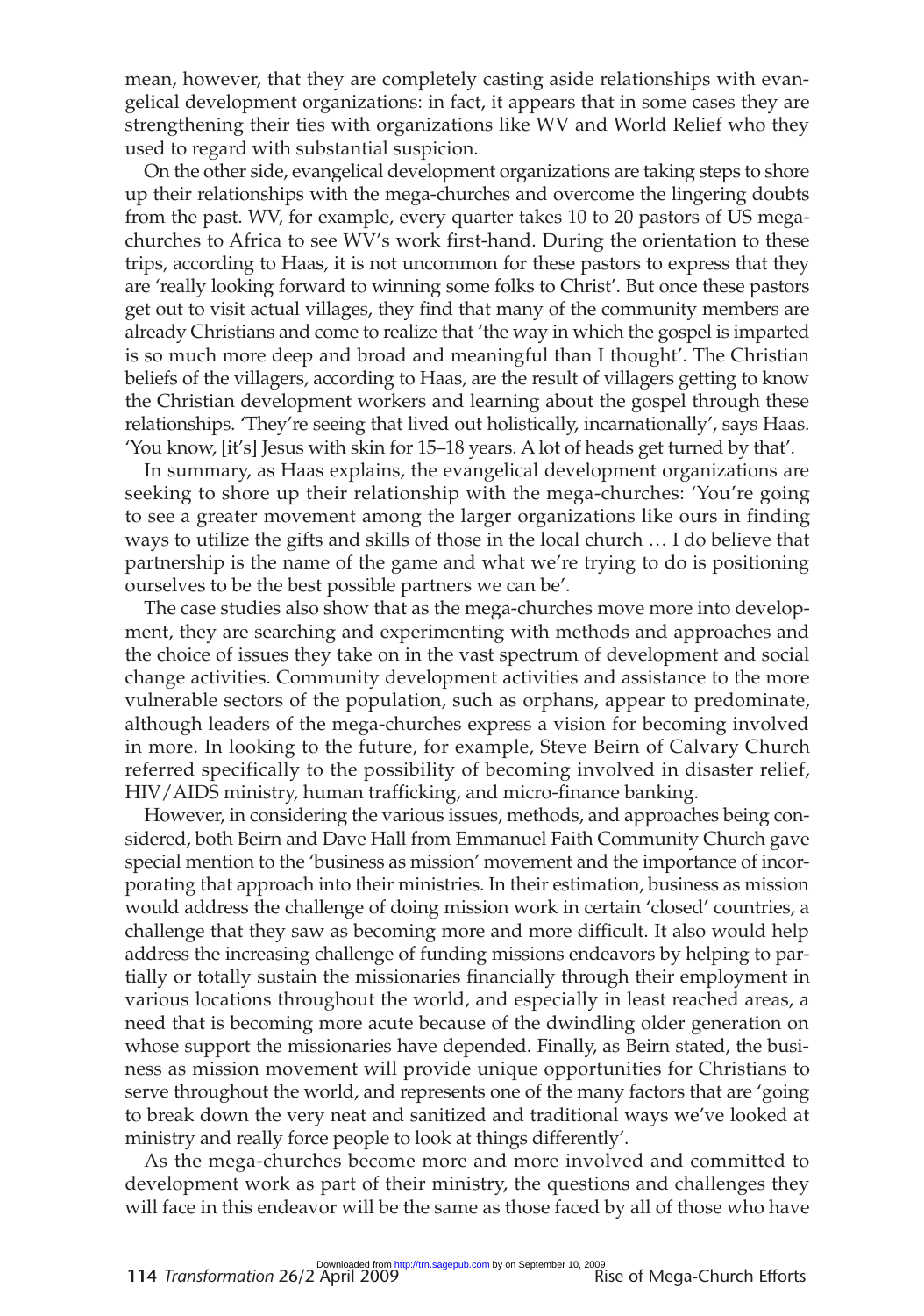mean, however, that they are completely casting aside relationships with evangelical development organizations: in fact, it appears that in some cases they are strengthening their ties with organizations like WV and World Relief who they used to regard with substantial suspicion.

On the other side, evangelical development organizations are taking steps to shore up their relationships with the mega-churches and overcome the lingering doubts from the past. WV, for example, every quarter takes 10 to 20 pastors of US mega-churches to Africa to see WV's work first-hand. During the orientation to these trips, according to Haas, it is not uncommon for these pastors to express that they are 'really looking forward to winning some folks to Christ'. But once these pastors get out to visit actual villages, they find that many of the community members are already Christians and come to realize that 'the way in which the gospel is imparted is so much more deep and broad and meaningful than I thought'. The Christian beliefs of the villagers, according to Haas, are the result of villagers getting to know the Christian development workers and learning about the gospel through these relationships. 'They're seeing that lived out holistically, incarnationally', says Haas. 'You know, [it's] Jesus with skin for 15–18 years. A lot of heads get turned by that'.

In summary, as Haas explains, the evangelical development organizations are seeking to shore up their relationship with the mega-churches: 'You're going to see a greater movement among the larger organizations like ours in finding ways to utilize the gifts and skills of those in the local church … I do believe that partnership is the name of the game and what we're trying to do is positioning ourselves to be the best possible partners we can be'.

The case studies also show that as the mega-churches move more into development, they are searching and experimenting with methods and approaches and the choice of issues they take on in the vast spectrum of development and social change activities. Community development activities and assistance to the more vulnerable sectors of the population, such as orphans, appear to predominate, although leaders of the mega-churches express a vision for becoming involved in more. In looking to the future, for example, Steve Beirn of Calvary Church referred specifically to the possibility of becoming involved in disaster relief, HIV/AIDS ministry, human trafficking, and micro-finance banking.

However, in considering the various issues, methods, and approaches being considered, both Beirn and Dave Hall from Emmanuel Faith Community Church gave special mention to the 'business as mission' movement and the importance of incorporating that approach into their ministries. In their estimation, business as mission would address the challenge of doing mission work in certain 'closed' countries, a challenge that they saw as becoming more and more difficult. It also would help address the increasing challenge of funding missions endeavors by helping to partially or totally sustain the missionaries financially through their employment in various locations throughout the world, and especially in least reached areas, a need that is becoming more acute because of the dwindling older generation on whose support the missionaries have depended. Finally, as Beirn stated, the business as mission movement will provide unique opportunities for Christians to serve throughout the world, and represents one of the many factors that are 'going to break down the very neat and sanitized and traditional ways we've looked at ministry and really force people to look at things differently'.

As the mega-churches become more and more involved and committed to development work as part of their ministry, the questions and challenges they will face in this endeavor will be the same as those faced by all of those who have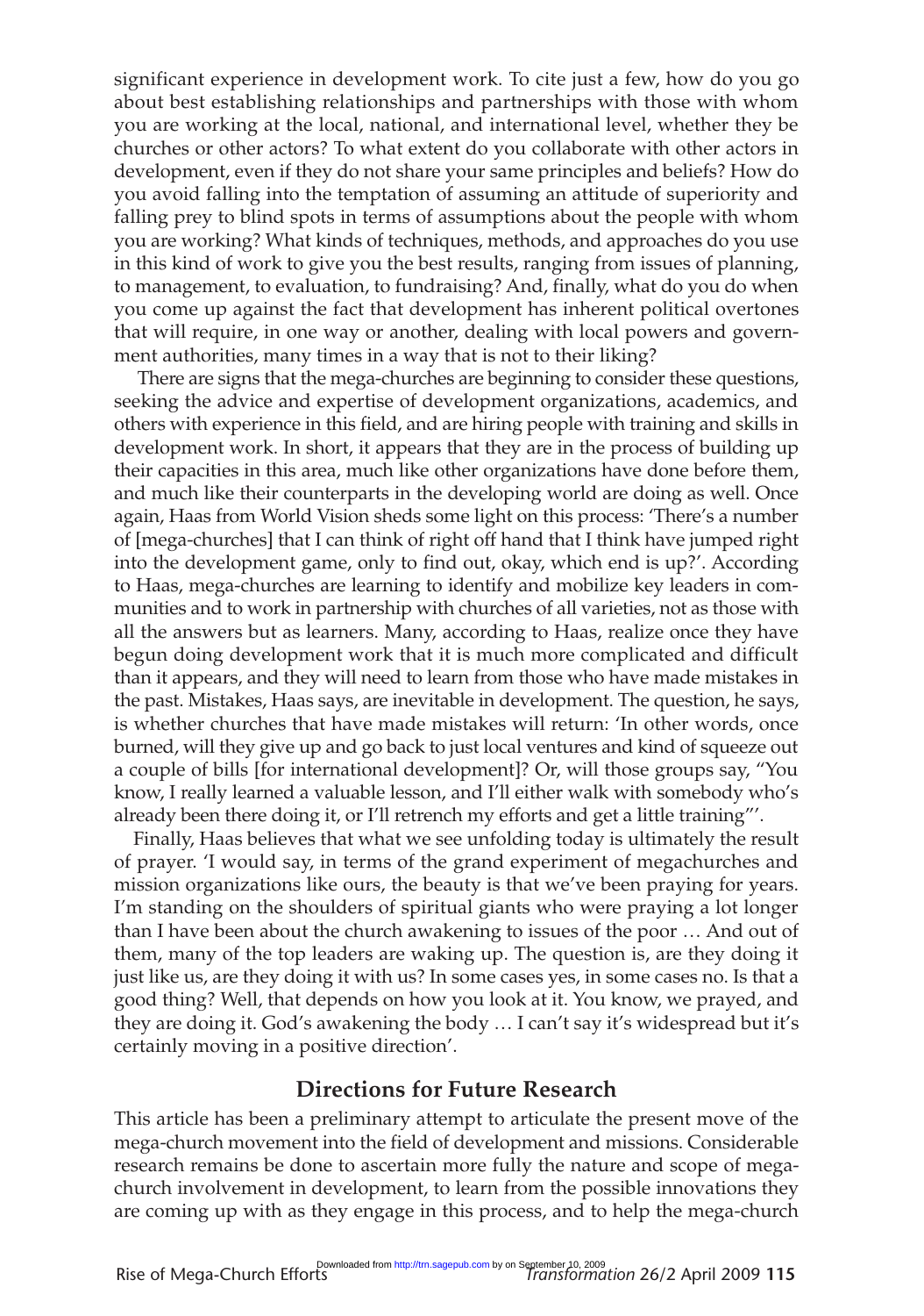significant experience in development work. To cite just a few, how do you go about best establishing relationships and partnerships with those with whom you are working at the local, national, and international level, whether they be churches or other actors? To what extent do you collaborate with other actors in development, even if they do not share your same principles and beliefs? How do you avoid falling into the temptation of assuming an attitude of superiority and falling prey to blind spots in terms of assumptions about the people with whom you are working? What kinds of techniques, methods, and approaches do you use in this kind of work to give you the best results, ranging from issues of planning, to management, to evaluation, to fundraising? And, finally, what do you do when you come up against the fact that development has inherent political overtones that will require, in one way or another, dealing with local powers and government authorities, many times in a way that is not to their liking?

There are signs that the mega-churches are beginning to consider these questions, seeking the advice and expertise of development organizations, academics, and others with experience in this field, and are hiring people with training and skills in development work. In short, it appears that they are in the process of building up their capacities in this area, much like other organizations have done before them, and much like their counterparts in the developing world are doing as well. Once again, Haas from World Vision sheds some light on this process: 'There's a number of [mega-churches] that I can think of right off hand that I think have jumped right into the development game, only to find out, okay, which end is up?'. According to Haas, mega-churches are learning to identify and mobilize key leaders in communities and to work in partnership with churches of all varieties, not as those with all the answers but as learners. Many, according to Haas, realize once they have begun doing development work that it is much more complicated and difficult than it appears, and they will need to learn from those who have made mistakes in the past. Mistakes, Haas says, are inevitable in development. The question, he says, is whether churches that have made mistakes will return: 'In other words, once burned, will they give up and go back to just local ventures and kind of squeeze out a couple of bills [for international development]? Or, will those groups say, "You know, I really learned a valuable lesson, and I'll either walk with somebody who's already been there doing it, or I'll retrench my efforts and get a little training"'.

Finally, Haas believes that what we see unfolding today is ultimately the result of prayer. 'I would say, in terms of the grand experiment of megachurches and mission organizations like ours, the beauty is that we've been praying for years. I'm standing on the shoulders of spiritual giants who were praying a lot longer than I have been about the church awakening to issues of the poor … And out of them, many of the top leaders are waking up. The question is, are they doing it just like us, are they doing it with us? In some cases yes, in some cases no. Is that a good thing? Well, that depends on how you look at it. You know, we prayed, and they are doing it. God's awakening the body … I can't say it's widespread but it's certainly moving in a positive direction'.

## Directions for Future Research

This article has been a preliminary attempt to articulate the present move of the mega-church movement into the field of development and missions. Considerable research remains be done to ascertain more fully the nature and scope of mega-church involvement in development, to learn from the possible innovations they are coming up with as they engage in this process, and to help the mega-church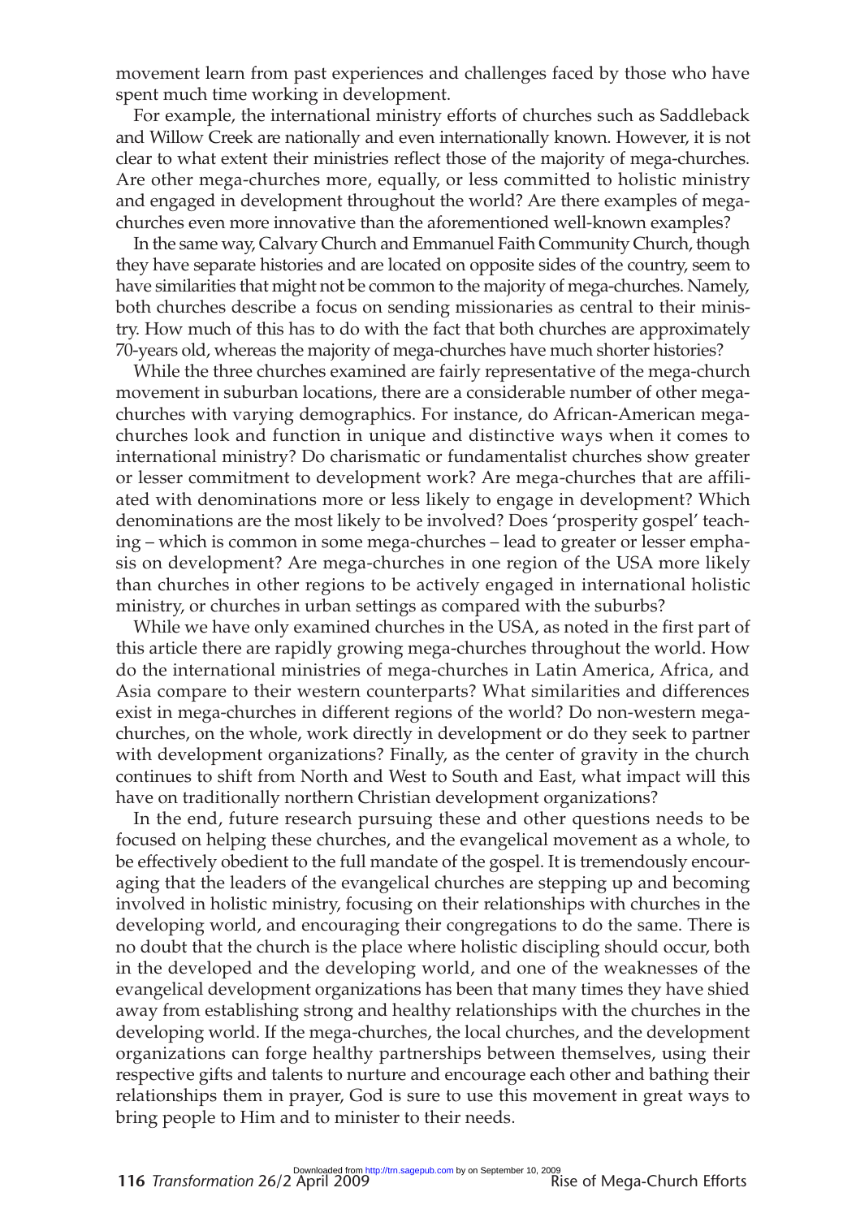movement learn from past experiences and challenges faced by those who have spent much time working in development.

For example, the international ministry efforts of churches such as Saddleback and Willow Creek are nationally and even internationally known. However, it is not clear to what extent their ministries reflect those of the majority of mega-churches. Are other mega-churches more, equally, or less committed to holistic ministry and engaged in development throughout the world? Are there examples of mega-churches even more innovative than the aforementioned well-known examples?

In the same way, Calvary Church and Emmanuel Faith Community Church, though they have separate histories and are located on opposite sides of the country, seem to have similarities that might not be common to the majority of mega-churches. Namely, both churches describe a focus on sending missionaries as central to their ministry. How much of this has to do with the fact that both churches are approximately 70-years old, whereas the majority of mega-churches have much shorter histories?

While the three churches examined are fairly representative of the mega-church movement in suburban locations, there are a considerable number of other mega-churches with varying demographics. For instance, do African-American mega-churches look and function in unique and distinctive ways when it comes to international ministry? Do charismatic or fundamentalist churches show greater or lesser commitment to development work? Are mega-churches that are affiliated with denominations more or less likely to engage in development? Which denominations are the most likely to be involved? Does 'prosperity gospel' teaching – which is common in some mega-churches – lead to greater or lesser emphasis on development? Are mega-churches in one region of the USA more likely than churches in other regions to be actively engaged in international holistic ministry, or churches in urban settings as compared with the suburbs?

While we have only examined churches in the USA, as noted in the first part of this article there are rapidly growing mega-churches throughout the world. How do the international ministries of mega-churches in Latin America, Africa, and Asia compare to their western counterparts? What similarities and differences exist in mega-churches in different regions of the world? Do non-western mega-churches, on the whole, work directly in development or do they seek to partner with development organizations? Finally, as the center of gravity in the church continues to shift from North and West to South and East, what impact will this have on traditionally northern Christian development organizations?

In the end, future research pursuing these and other questions needs to be focused on helping these churches, and the evangelical movement as a whole, to be effectively obedient to the full mandate of the gospel. It is tremendously encouraging that the leaders of the evangelical churches are stepping up and becoming involved in holistic ministry, focusing on their relationships with churches in the developing world, and encouraging their congregations to do the same. There is no doubt that the church is the place where holistic discipling should occur, both in the developed and the developing world, and one of the weaknesses of the evangelical development organizations has been that many times they have shied away from establishing strong and healthy relationships with the churches in the developing world. If the mega-churches, the local churches, and the development organizations can forge healthy partnerships between themselves, using their respective gifts and talents to nurture and encourage each other and bathing their relationships them in prayer, God is sure to use this movement in great ways to bring people to Him and to minister to their needs.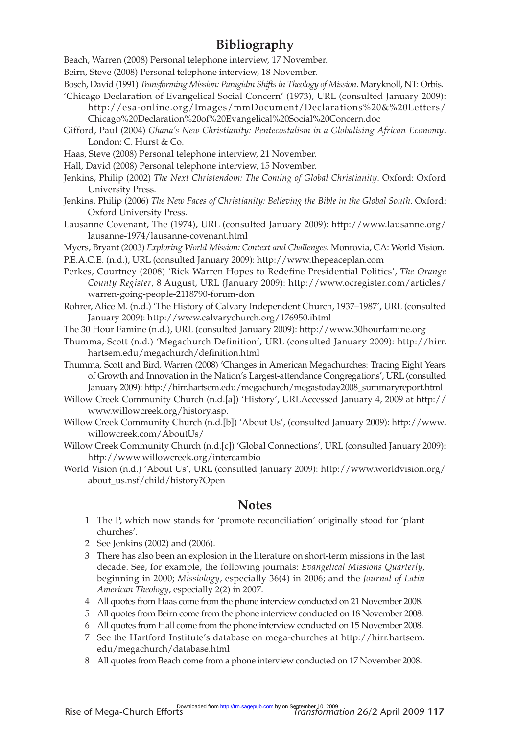## Bibliography

Beach, Warren (2008) Personal telephone interview, 17 November.

Beirn, Steve (2008) Personal telephone interview, 18 November.

Bosch, David (1991) *Transforming Mission: Paragidm Shifts in Theology of Mission*. Maryknoll, NT: Orbis.

'Chicago Declaration of Evangelical Social Concern' (1973), URL (consulted January 2009): http://esa-online.org/Images/mmDocument/Declarations%20&%20Letters/Chicago%20Declaration%20of%20Evangelical%20Social%20Concern.doc

Gifford, Paul (2004) *Ghana's New Christianity: Pentecostalism in a Globalising African Economy*. London: C. Hurst & Co.

Haas, Steve (2008) Personal telephone interview, 21 November.

Hall, David (2008) Personal telephone interview, 15 November.

Jenkins, Philip (2002) *The Next Christendom: The Coming of Global Christianity*. Oxford: Oxford University Press.

Jenkins, Philip (2006) *The New Faces of Christianity: Believing the Bible in the Global South*. Oxford: Oxford University Press.

Lausanne Covenant, The (1974), URL (consulted January 2009): http://www.lausanne.org/lausanne-1974/lausanne-covenant.html

Myers, Bryant (2003) *Exploring World Mission: Context and Challenges.* Monrovia, CA: World Vision.

P.E.A.C.E. (n.d.), URL (consulted January 2009): http://www.thepeaceplan.com

Perkes, Courtney (2008) 'Rick Warren Hopes to Redefine Presidential Politics', *The Orange County Register*, 8 August, URL (January 2009): http://www.ocregister.com/articles/warren-going-people-2118790-forum-don

Rohrer, Alice M. (n.d.) 'The History of Calvary Independent Church, 1937–1987', URL (consulted January 2009): http://www.calvarychurch.org/176950.ihtml

The 30 Hour Famine (n.d.), URL (consulted January 2009): http://www.30hourfamine.org

Thumma, Scott (n.d.) 'Megachurch Definition', URL (consulted January 2009): http://hirr.hartsem.edu/megachurch/definition.html

Thumma, Scott and Bird, Warren (2008) 'Changes in American Megachurches: Tracing Eight Years of Growth and Innovation in the Nation's Largest-attendance Congregations', URL (consulted January 2009): http://hirr.hartsem.edu/megachurch/megastoday2008_summaryreport.html

Willow Creek Community Church (n.d.[a]) 'History', URLAccessed January 4, 2009 at http://www.willowcreek.org/history.asp.

Willow Creek Community Church (n.d.[b]) 'About Us', (consulted January 2009): http://www.willowcreek.com/AboutUs/

Willow Creek Community Church (n.d.[c]) 'Global Connections', URL (consulted January 2009): http://www.willowcreek.org/intercambio

World Vision (n.d.) 'About Us', URL (consulted January 2009): http://www.worldvision.org/about_us.nsf/child/history?Open

## Notes

1. The P, which now stands for 'promote reconciliation' originally stood for 'plant churches'.
2. See Jenkins (2002) and (2006).
3. There has also been an explosion in the literature on short-term missions in the last decade. See, for example, the following journals: *Evangelical Missions Quarterly*, beginning in 2000; *Missiology*, especially 36(4) in 2006; and the *Journal of Latin American Theology*, especially 2(2) in 2007.
4. All quotes from Haas come from the phone interview conducted on 21 November 2008.
5. All quotes from Beirn come from the phone interview conducted on 18 November 2008.
6. All quotes from Hall come from the phone interview conducted on 15 November 2008.
7. See the Hartford Institute's database on mega-churches at http://hirr.hartsem.edu/megachurch/database.html
8. All quotes from Beach come from a phone interview conducted on 17 November 2008.